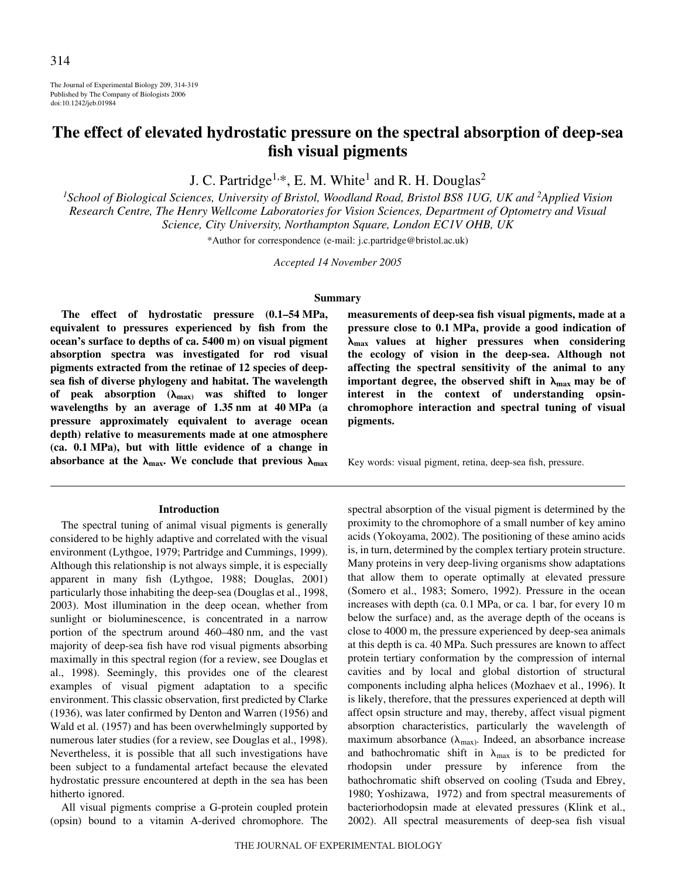# The effect of elevated hydrostatic pressure on the spectral absorption of deep-sea fish visual pigments

J. C. Partridge[1,*], E. M. White[1] and R. H. Douglas[2]

[1]*School of Biological Sciences, University of Bristol, Woodland Road, Bristol BS8 1UG, UK and* [2]*Applied Vision Research Centre, The Henry Wellcome Laboratories for Vision Sciences, Department of Optometry and Visual Science, City University, Northampton Square, London EC1V OHB, UK*

*Author for correspondence (e-mail: j.c.partridge@bristol.ac.uk)

*Accepted 14 November 2005*

## Summary

**The effect of hydrostatic pressure (0.1–54 MPa, equivalent to pressures experienced by fish from the ocean's surface to depths of ca. 5400 m) on visual pigment absorption spectra was investigated for rod visual pigments extracted from the retinae of 12 species of deep-sea fish of diverse phylogeny and habitat. The wavelength of peak absorption ($\lambda_{max}$) was shifted to longer wavelengths by an average of 1.35 nm at 40 MPa (a pressure approximately equivalent to average ocean depth) relative to measurements made at one atmosphere (ca. 0.1 MPa), but with little evidence of a change in absorbance at the $\lambda_{max}$. We conclude that previous $\lambda_{max}$ measurements of deep-sea fish visual pigments, made at a pressure close to 0.1 MPa, provide a good indication of $\lambda_{max}$ values at higher pressures when considering the ecology of vision in the deep-sea. Although not affecting the spectral sensitivity of the animal to any important degree, the observed shift in $\lambda_{max}$ may be of interest in the context of understanding opsin-chromophore interaction and spectral tuning of visual pigments.**

Key words: visual pigment, retina, deep-sea fish, pressure.

## Introduction

The spectral tuning of animal visual pigments is generally considered to be highly adaptive and correlated with the visual environment (Lythgoe, 1979; Partridge and Cummings, 1999). Although this relationship is not always simple, it is especially apparent in many fish (Lythgoe, 1988; Douglas, 2001) particularly those inhabiting the deep-sea (Douglas et al., 1998, 2003). Most illumination in the deep ocean, whether from sunlight or bioluminescence, is concentrated in a narrow portion of the spectrum around 460–480 nm, and the vast majority of deep-sea fish have rod visual pigments absorbing maximally in this spectral region (for a review, see Douglas et al., 1998). Seemingly, this provides one of the clearest examples of visual pigment adaptation to a specific environment. This classic observation, first predicted by Clarke (1936), was later confirmed by Denton and Warren (1956) and Wald et al. (1957) and has been overwhelmingly supported by numerous later studies (for a review, see Douglas et al., 1998). Nevertheless, it is possible that all such investigations have been subject to a fundamental artefact because the elevated hydrostatic pressure encountered at depth in the sea has been hitherto ignored.

All visual pigments comprise a G-protein coupled protein (opsin) bound to a vitamin A-derived chromophore. The spectral absorption of the visual pigment is determined by the proximity to the chromophore of a small number of key amino acids (Yokoyama, 2002). The positioning of these amino acids is, in turn, determined by the complex tertiary protein structure. Many proteins in very deep-living organisms show adaptations that allow them to operate optimally at elevated pressure (Somero et al., 1983; Somero, 1992). Pressure in the ocean increases with depth (ca. 0.1 MPa, or ca. 1 bar, for every 10 m below the surface) and, as the average depth of the oceans is close to 4000 m, the pressure experienced by deep-sea animals at this depth is ca. 40 MPa. Such pressures are known to affect protein tertiary conformation by the compression of internal cavities and by local and global distortion of structural components including alpha helices (Mozhaev et al., 1996). It is likely, therefore, that the pressures experienced at depth will affect opsin structure and may, thereby, affect visual pigment absorption characteristics, particularly the wavelength of maximum absorbance ($\lambda_{max}$). Indeed, an absorbance increase and bathochromatic shift in $\lambda_{max}$ is to be predicted for rhodopsin under pressure by inference from the bathochromatic shift observed on cooling (Tsuda and Ebrey, 1980; Yoshizawa, 1972) and from spectral measurements of bacteriorhodopsin made at elevated pressures (Klink et al., 2002). All spectral measurements of deep-sea fish visual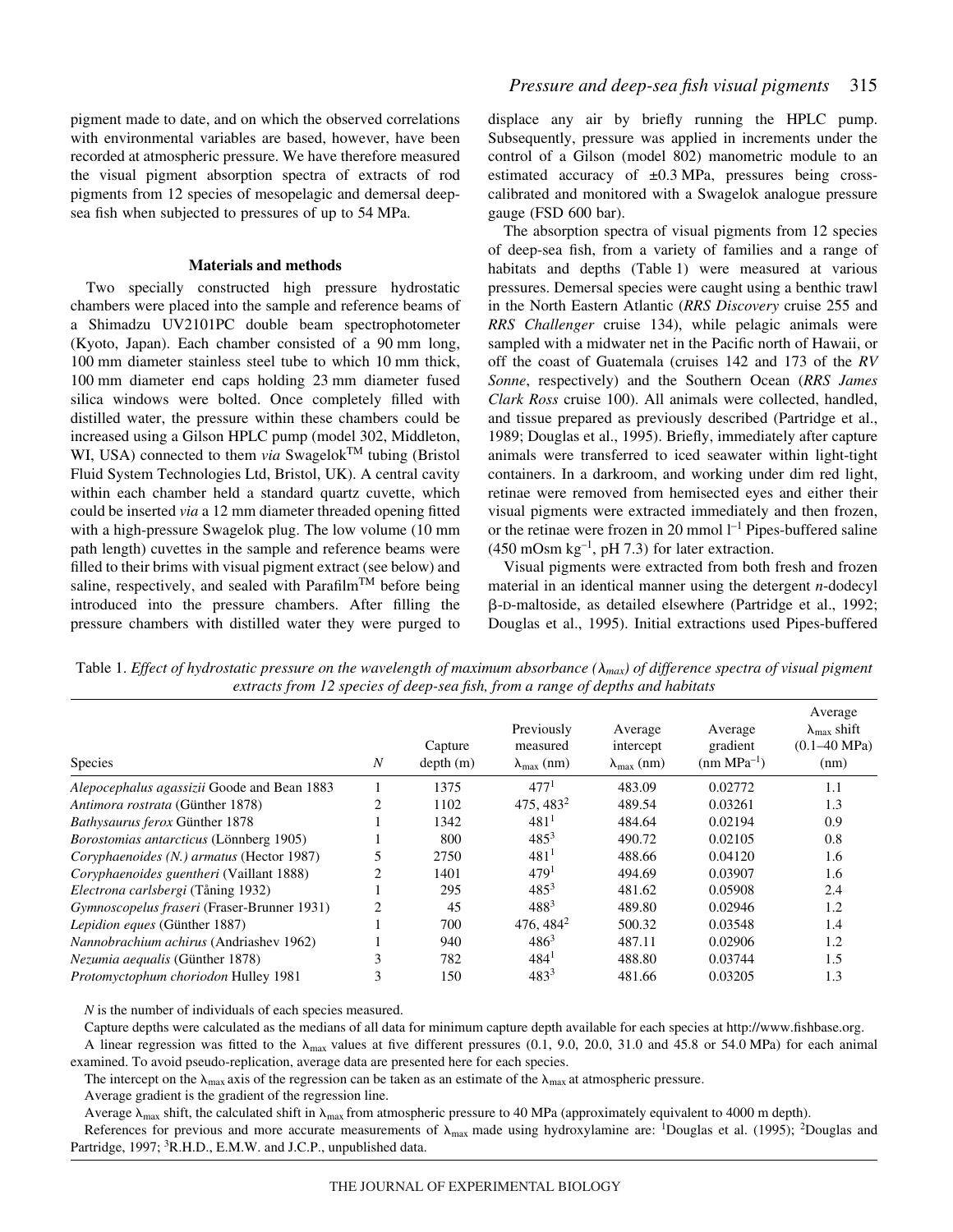pigment made to date, and on which the observed correlations with environmental variables are based, however, have been recorded at atmospheric pressure. We have therefore measured the visual pigment absorption spectra of extracts of rod pigments from 12 species of mesopelagic and demersal deep-sea fish when subjected to pressures of up to 54 MPa.

## Materials and methods

Two specially constructed high pressure hydrostatic chambers were placed into the sample and reference beams of a Shimadzu UV2101PC double beam spectrophotometer (Kyoto, Japan). Each chamber consisted of a 90 mm long, 100 mm diameter stainless steel tube to which 10 mm thick, 100 mm diameter end caps holding 23 mm diameter fused silica windows were bolted. Once completely filled with distilled water, the pressure within these chambers could be increased using a Gilson HPLC pump (model 302, Middleton, WI, USA) connected to them *via* Swagelok™ tubing (Bristol Fluid System Technologies Ltd, Bristol, UK). A central cavity within each chamber held a standard quartz cuvette, which could be inserted *via* a 12 mm diameter threaded opening fitted with a high-pressure Swagelok plug. The low volume (10 mm path length) cuvettes in the sample and reference beams were filled to their brims with visual pigment extract (see below) and saline, respectively, and sealed with Parafilm™ before being introduced into the pressure chambers. After filling the pressure chambers with distilled water they were purged to displace any air by briefly running the HPLC pump. Subsequently, pressure was applied in increments under the control of a Gilson (model 802) manometric module to an estimated accuracy of ±0.3 MPa, pressures being cross-calibrated and monitored with a Swagelok analogue pressure gauge (FSD 600 bar).

The absorption spectra of visual pigments from 12 species of deep-sea fish, from a variety of families and a range of habitats and depths (Table 1) were measured at various pressures. Demersal species were caught using a benthic trawl in the North Eastern Atlantic (*RRS Discovery* cruise 255 and *RRS Challenger* cruise 134), while pelagic animals were sampled with a midwater net in the Pacific north of Hawaii, or off the coast of Guatemala (cruises 142 and 173 of the *RV Sonne*, respectively) and the Southern Ocean (*RRS James Clark Ross* cruise 100). All animals were collected, handled, and tissue prepared as previously described (Partridge et al., 1989; Douglas et al., 1995). Briefly, immediately after capture animals were transferred to iced seawater within light-tight containers. In a darkroom, and working under dim red light, retinae were removed from hemisected eyes and either their visual pigments were extracted immediately and then frozen, or the retinae were frozen in 20 mmol $l^{-1}$ Pipes-buffered saline (450 mOsm $kg^{-1}$, pH 7.3) for later extraction.

Visual pigments were extracted from both fresh and frozen material in an identical manner using the detergent *n*-dodecyl β-D-maltoside, as detailed elsewhere (Partridge et al., 1992; Douglas et al., 1995). Initial extractions used Pipes-buffered

Table 1. *Effect of hydrostatic pressure on the wavelength of maximum absorbance ($\lambda_{max}$) of difference spectra of visual pigment extracts from 12 species of deep-sea fish, from a range of depths and habitats*

| Species | $N$ | Capture depth (m) | Previously measured $\lambda_{max}$ (nm) | Average intercept $\lambda_{max}$ (nm) | Average gradient (nm $MPa^{-1}$) | Average $\lambda_{max}$ shift (0.1–40 MPa) (nm) |
|---|---|---|---|---|---|---|
| *Alepocephalus agassizii* Goode and Bean 1883 | 1 | 1375 | 477[1] | 483.09 | 0.02772 | 1.1 |
| *Antimora rostrata* (Günther 1878) | 2 | 1102 | 475, 483[2] | 489.54 | 0.03261 | 1.3 |
| *Bathysaurus ferox* Günther 1878 | 1 | 1342 | 481[1] | 484.64 | 0.02194 | 0.9 |
| *Borostomias antarcticus* (Lönnberg 1905) | 1 | 800 | 485[3] | 490.72 | 0.02105 | 0.8 |
| *Coryphaenoides (N.) armatus* (Hector 1987) | 5 | 2750 | 481[1] | 488.66 | 0.04120 | 1.6 |
| *Coryphaenoides guentheri* (Vaillant 1888) | 2 | 1401 | 479[1] | 494.69 | 0.03907 | 1.6 |
| *Electrona carlsbergi* (Tåning 1932) | 1 | 295 | 485[3] | 481.62 | 0.05908 | 2.4 |
| *Gymnoscopelus fraseri* (Fraser-Brunner 1931) | 2 | 45 | 488[3] | 489.80 | 0.02946 | 1.2 |
| *Lepidion eques* (Günther 1887) | 1 | 700 | 476, 484[2] | 500.32 | 0.03548 | 1.4 |
| *Nannobrachium achirus* (Andriashev 1962) | 1 | 940 | 486[3] | 487.11 | 0.02906 | 1.2 |
| *Nezumia aequalis* (Günther 1878) | 3 | 782 | 484[1] | 488.80 | 0.03744 | 1.5 |
| *Protomyctophum choriodon* Hulley 1981 | 3 | 150 | 483[3] | 481.66 | 0.03205 | 1.3 |

$N$ is the number of individuals of each species measured.

Capture depths were calculated as the medians of all data for minimum capture depth available for each species at http://www.fishbase.org.

A linear regression was fitted to the $\lambda_{max}$ values at five different pressures (0.1, 9.0, 20.0, 31.0 and 45.8 or 54.0 MPa) for each animal examined. To avoid pseudo-replication, average data are presented here for each species.

The intercept on the $\lambda_{max}$ axis of the regression can be taken as an estimate of the $\lambda_{max}$ at atmospheric pressure.

Average gradient is the gradient of the regression line.

Average $\lambda_{max}$ shift, the calculated shift in $\lambda_{max}$ from atmospheric pressure to 40 MPa (approximately equivalent to 4000 m depth).

References for previous and more accurate measurements of $\lambda_{max}$ made using hydroxylamine are: [1]Douglas et al. (1995); [2]Douglas and Partridge, 1997; [3]R.H.D., E.M.W. and J.C.P., unpublished data.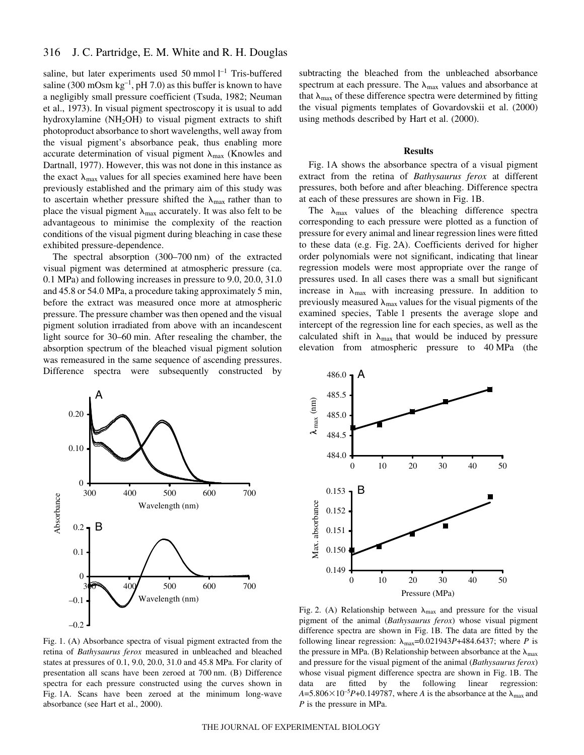saline, but later experiments used 50 mmol $l^{-1}$ Tris-buffered saline (300 mOsm $kg^{-1}$, pH 7.0) as this buffer is known to have a negligibly small pressure coefficient (Tsuda, 1982; Neuman et al., 1973). In visual pigment spectroscopy it is usual to add hydroxylamine ($NH_2OH$) to visual pigment extracts to shift photoproduct absorbance to short wavelengths, well away from the visual pigment's absorbance peak, thus enabling more accurate determination of visual pigment $\lambda_{max}$ (Knowles and Dartnall, 1977). However, this was not done in this instance as the exact $\lambda_{max}$ values for all species examined here have been previously established and the primary aim of this study was to ascertain whether pressure shifted the $\lambda_{max}$ rather than to place the visual pigment $\lambda_{max}$ accurately. It was also felt to be advantageous to minimise the complexity of the reaction conditions of the visual pigment during bleaching in case these exhibited pressure-dependence.

The spectral absorption (300–700 nm) of the extracted visual pigment was determined at atmospheric pressure (ca. 0.1 MPa) and following increases in pressure to 9.0, 20.0, 31.0 and 45.8 or 54.0 MPa, a procedure taking approximately 5 min, before the extract was measured once more at atmospheric pressure. The pressure chamber was then opened and the visual pigment solution irradiated from above with an incandescent light source for 30–60 min. After resealing the chamber, the absorption spectrum of the bleached visual pigment solution was remeasured in the same sequence of ascending pressures. Difference spectra were subsequently constructed by subtracting the bleached from the unbleached absorbance spectrum at each pressure. The $\lambda_{max}$ values and absorbance at that $\lambda_{max}$ of these difference spectra were determined by fitting the visual pigments templates of Govardovskii et al. (2000) using methods described by Hart et al. (2000).

## Results

Fig. 1A shows the absorbance spectra of a visual pigment extract from the retina of *Bathysaurus ferox* at different pressures, both before and after bleaching. Difference spectra at each of these pressures are shown in Fig. 1B.

The $\lambda_{max}$ values of the bleaching difference spectra corresponding to each pressure were plotted as a function of pressure for every animal and linear regression lines were fitted to these data (e.g. Fig. 2A). Coefficients derived for higher order polynomials were not significant, indicating that linear regression models were most appropriate over the range of pressures used. In all cases there was a small but significant increase in $\lambda_{max}$ with increasing pressure. In addition to previously measured $\lambda_{max}$ values for the visual pigments of the examined species, Table 1 presents the average slope and intercept of the regression line for each species, as well as the calculated shift in $\lambda_{max}$ that would be induced by pressure elevation from atmospheric pressure to 40 MPa (the

Fig. 1. (A) Absorbance spectra of visual pigment extracted from the retina of *Bathysaurus ferox* measured in unbleached and bleached states at pressures of 0.1, 9.0, 20.0, 31.0 and 45.8 MPa. For clarity of presentation all scans have been zeroed at 700 nm. (B) Difference spectra for each pressure constructed using the curves shown in Fig. 1A. Scans have been zeroed at the minimum long-wave absorbance (see Hart et al., 2000).

Fig. 2. (A) Relationship between $\lambda_{max}$ and pressure for the visual pigment of the animal (*Bathysaurus ferox*) whose visual pigment difference spectra are shown in Fig. 1B. The data are fitted by the following linear regression: $\lambda_{max}=0.021943P+484.6437$; where $P$ is the pressure in MPa. (B) Relationship between absorbance at the $\lambda_{max}$ and pressure for the visual pigment of the animal (*Bathysaurus ferox*) whose visual pigment difference spectra are shown in Fig. 1B. The data are fitted by the following linear regression: $A=5.806\times10^{-5}P+0.149787$, where $A$ is the absorbance at the $\lambda_{max}$ and $P$ is the pressure in MPa.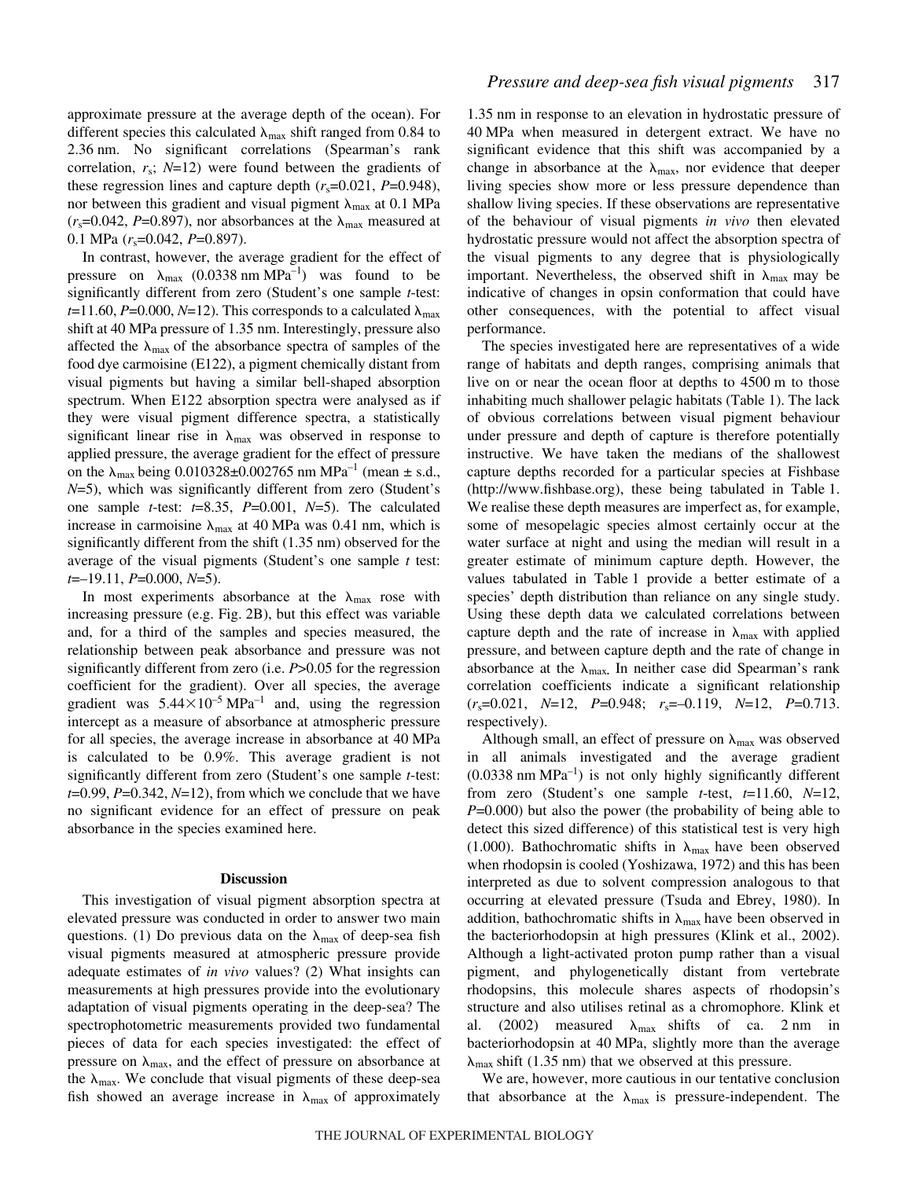approximate pressure at the average depth of the ocean). For different species this calculated $\lambda_{max}$ shift ranged from 0.84 to 2.36 nm. No significant correlations (Spearman's rank correlation, $r_s$; $N$=12) were found between the gradients of these regression lines and capture depth ($r_s$=0.021, $P$=0.948), nor between this gradient and visual pigment $\lambda_{max}$ at 0.1 MPa ($r_s$=0.042, $P$=0.897), nor absorbances at the $\lambda_{max}$ measured at 0.1 MPa ($r_s$=0.042, $P$=0.897).

In contrast, however, the average gradient for the effect of pressure on $\lambda_{max}$ (0.0338 nm $MPa^{-1}$) was found to be significantly different from zero (Student's one sample $t$-test: $t$=11.60, $P$=0.000, $N$=12). This corresponds to a calculated $\lambda_{max}$ shift at 40 MPa pressure of 1.35 nm. Interestingly, pressure also affected the $\lambda_{max}$ of the absorbance spectra of samples of the food dye carmoisine (E122), a pigment chemically distant from visual pigments but having a similar bell-shaped absorption spectrum. When E122 absorption spectra were analysed as if they were visual pigment difference spectra, a statistically significant linear rise in $\lambda_{max}$ was observed in response to applied pressure, the average gradient for the effect of pressure on the $\lambda_{max}$ being 0.010328±0.002765 nm $MPa^{-1}$ (mean ± s.d., $N$=5), which was significantly different from zero (Student's one sample $t$-test: $t$=8.35, $P$=0.001, $N$=5). The calculated increase in carmoisine $\lambda_{max}$ at 40 MPa was 0.41 nm, which is significantly different from the shift (1.35 nm) observed for the average of the visual pigments (Student's one sample $t$ test: $t$=–19.11, $P$=0.000, $N$=5).

In most experiments absorbance at the $\lambda_{max}$ rose with increasing pressure (e.g. Fig. 2B), but this effect was variable and, for a third of the samples and species measured, the relationship between peak absorbance and pressure was not significantly different from zero (i.e. $P$>0.05 for the regression coefficient for the gradient). Over all species, the average gradient was $5.44\times10^{-5}$ $MPa^{-1}$ and, using the regression intercept as a measure of absorbance at atmospheric pressure for all species, the average increase in absorbance at 40 MPa is calculated to be 0.9%. This average gradient is not significantly different from zero (Student's one sample $t$-test: $t$=0.99, $P$=0.342, $N$=12), from which we conclude that we have no significant evidence for an effect of pressure on peak absorbance in the species examined here.

## Discussion

This investigation of visual pigment absorption spectra at elevated pressure was conducted in order to answer two main questions. (1) Do previous data on the $\lambda_{max}$ of deep-sea fish visual pigments measured at atmospheric pressure provide adequate estimates of *in vivo* values? (2) What insights can measurements at high pressures provide into the evolutionary adaptation of visual pigments operating in the deep-sea? The spectrophotometric measurements provided two fundamental pieces of data for each species investigated: the effect of pressure on $\lambda_{max}$, and the effect of pressure on absorbance at the $\lambda_{max}$. We conclude that visual pigments of these deep-sea fish showed an average increase in $\lambda_{max}$ of approximately 1.35 nm in response to an elevation in hydrostatic pressure of 40 MPa when measured in detergent extract. We have no significant evidence that this shift was accompanied by a change in absorbance at the $\lambda_{max}$, nor evidence that deeper living species show more or less pressure dependence than shallow living species. If these observations are representative of the behaviour of visual pigments *in vivo* then elevated hydrostatic pressure would not affect the absorption spectra of the visual pigments to any degree that is physiologically important. Nevertheless, the observed shift in $\lambda_{max}$ may be indicative of changes in opsin conformation that could have other consequences, with the potential to affect visual performance.

The species investigated here are representatives of a wide range of habitats and depth ranges, comprising animals that live on or near the ocean floor at depths to 4500 m to those inhabiting much shallower pelagic habitats (Table 1). The lack of obvious correlations between visual pigment behaviour under pressure and depth of capture is therefore potentially instructive. We have taken the medians of the shallowest capture depths recorded for a particular species at Fishbase (http://www.fishbase.org), these being tabulated in Table 1. We realise these depth measures are imperfect as, for example, some of mesopelagic species almost certainly occur at the water surface at night and using the median will result in a greater estimate of minimum capture depth. However, the values tabulated in Table 1 provide a better estimate of a species' depth distribution than reliance on any single study. Using these depth data we calculated correlations between capture depth and the rate of increase in $\lambda_{max}$ with applied pressure, and between capture depth and the rate of change in absorbance at the $\lambda_{max}$. In neither case did Spearman's rank correlation coefficients indicate a significant relationship ($r_s$=0.021, $N$=12, $P$=0.948; $r_s$=–0.119, $N$=12, $P$=0.713. respectively).

Although small, an effect of pressure on $\lambda_{max}$ was observed in all animals investigated and the average gradient (0.0338 nm $MPa^{-1}$) is not only highly significantly different from zero (Student's one sample $t$-test, $t$=11.60, $N$=12, $P$=0.000) but also the power (the probability of being able to detect this sized difference) of this statistical test is very high (1.000). Bathochromatic shifts in $\lambda_{max}$ have been observed when rhodopsin is cooled (Yoshizawa, 1972) and this has been interpreted as due to solvent compression analogous to that occurring at elevated pressure (Tsuda and Ebrey, 1980). In addition, bathochromatic shifts in $\lambda_{max}$ have been observed in the bacteriorhodopsin at high pressures (Klink et al., 2002). Although a light-activated proton pump rather than a visual pigment, and phylogenetically distant from vertebrate rhodopsins, this molecule shares aspects of rhodopsin's structure and also utilises retinal as a chromophore. Klink et al. (2002) measured $\lambda_{max}$ shifts of ca. 2 nm in bacteriorhodopsin at 40 MPa, slightly more than the average $\lambda_{max}$ shift (1.35 nm) that we observed at this pressure.

We are, however, more cautious in our tentative conclusion that absorbance at the $\lambda_{max}$ is pressure-independent. The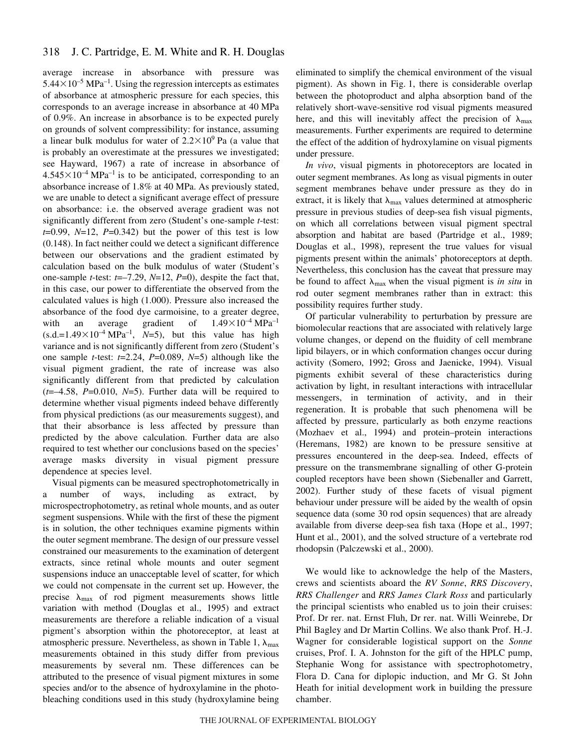average increase in absorbance with pressure was $5.44\times10^{-5}$ MPa$^{-1}$. Using the regression intercepts as estimates of absorbance at atmospheric pressure for each species, this corresponds to an average increase in absorbance at 40 MPa of 0.9%. An increase in absorbance is to be expected purely on grounds of solvent compressibility: for instance, assuming a linear bulk modulus for water of $2.2\times10^{9}$ Pa (a value that is probably an overestimate at the pressures we investigated; see Hayward, 1967) a rate of increase in absorbance of $4.545\times10^{-4}$ MPa$^{-1}$ is to be anticipated, corresponding to an absorbance increase of 1.8% at 40 MPa. As previously stated, we are unable to detect a significant average effect of pressure on absorbance: i.e. the observed average gradient was not significantly different from zero (Student's one-sample *t*-test: $t$=0.99, $N$=12, $P$=0.342) but the power of this test is low (0.148). In fact neither could we detect a significant difference between our observations and the gradient estimated by calculation based on the bulk modulus of water (Student's one-sample *t*-test: $t$=–7.29, $N$=12, $P$=0), despite the fact that, in this case, our power to differentiate the observed from the calculated values is high (1.000). Pressure also increased the absorbance of the food dye carmoisine, to a greater degree, with an average gradient of $1.49\times10^{-4}$ MPa$^{-1}$ (s.d.=$1.49\times10^{-4}$ MPa$^{-1}$, $N$=5), but this value has high variance and is not significantly different from zero (Student's one sample *t*-test: $t$=2.24, $P$=0.089, $N$=5) although like the visual pigment gradient, the rate of increase was also significantly different from that predicted by calculation ($t$=–4.58, $P$=0.010, $N$=5). Further data will be required to determine whether visual pigments indeed behave differently from physical predictions (as our measurements suggest), and that their absorbance is less affected by pressure than predicted by the above calculation. Further data are also required to test whether our conclusions based on the species' average masks diversity in visual pigment pressure dependence at species level.

Visual pigments can be measured spectrophotometrically in a number of ways, including as extract, by microspectrophotometry, as retinal whole mounts, and as outer segment suspensions. While with the first of these the pigment is in solution, the other techniques examine pigments within the outer segment membrane. The design of our pressure vessel constrained our measurements to the examination of detergent extracts, since retinal whole mounts and outer segment suspensions induce an unacceptable level of scatter, for which we could not compensate in the current set up. However, the precise $\lambda_{max}$ of rod pigment measurements shows little variation with method (Douglas et al., 1995) and extract measurements are therefore a reliable indication of a visual pigment's absorption within the photoreceptor, at least at atmospheric pressure. Nevertheless, as shown in Table 1, $\lambda_{max}$ measurements obtained in this study differ from previous measurements by several nm. These differences can be attributed to the presence of visual pigment mixtures in some species and/or to the absence of hydroxylamine in the photobleaching conditions used in this study (hydroxylamine being eliminated to simplify the chemical environment of the visual pigment). As shown in Fig. 1, there is considerable overlap between the photoproduct and alpha absorption band of the relatively short-wave-sensitive rod visual pigments measured here, and this will inevitably affect the precision of $\lambda_{max}$ measurements. Further experiments are required to determine the effect of the addition of hydroxylamine on visual pigments under pressure.

*In vivo*, visual pigments in photoreceptors are located in outer segment membranes. As long as visual pigments in outer segment membranes behave under pressure as they do in extract, it is likely that $\lambda_{max}$ values determined at atmospheric pressure in previous studies of deep-sea fish visual pigments, on which all correlations between visual pigment spectral absorption and habitat are based (Partridge et al., 1989; Douglas et al., 1998), represent the true values for visual pigments present within the animals' photoreceptors at depth. Nevertheless, this conclusion has the caveat that pressure may be found to affect $\lambda_{max}$ when the visual pigment is *in situ* in rod outer segment membranes rather than in extract: this possibility requires further study.

Of particular vulnerability to perturbation by pressure are biomolecular reactions that are associated with relatively large volume changes, or depend on the fluidity of cell membrane lipid bilayers, or in which conformation changes occur during activity (Somero, 1992; Gross and Jaenicke, 1994). Visual pigments exhibit several of these characteristics during activation by light, in resultant interactions with intracellular messengers, in termination of activity, and in their regeneration. It is probable that such phenomena will be affected by pressure, particularly as both enzyme reactions (Mozhaev et al., 1994) and protein–protein interactions (Heremans, 1982) are known to be pressure sensitive at pressures encountered in the deep-sea. Indeed, effects of pressure on the transmembrane signalling of other G-protein coupled receptors have been shown (Siebenaller and Garrett, 2002). Further study of these facets of visual pigment behaviour under pressure will be aided by the wealth of opsin sequence data (some 30 rod opsin sequences) that are already available from diverse deep-sea fish taxa (Hope et al., 1997; Hunt et al., 2001), and the solved structure of a vertebrate rod rhodopsin (Palczewski et al., 2000).

We would like to acknowledge the help of the Masters, crews and scientists aboard the *RV Sonne*, *RRS Discovery*, *RRS Challenger* and *RRS James Clark Ross* and particularly the principal scientists who enabled us to join their cruises: Prof. Dr rer. nat. Ernst Fluh, Dr rer. nat. Willi Weinrebe, Dr Phil Bagley and Dr Martin Collins. We also thank Prof. H.-J. Wagner for considerable logistical support on the *Sonne* cruises, Prof. I. A. Johnston for the gift of the HPLC pump, Stephanie Wong for assistance with spectrophotometry, Flora D. Cana for diplopic induction, and Mr G. St John Heath for initial development work in building the pressure chamber.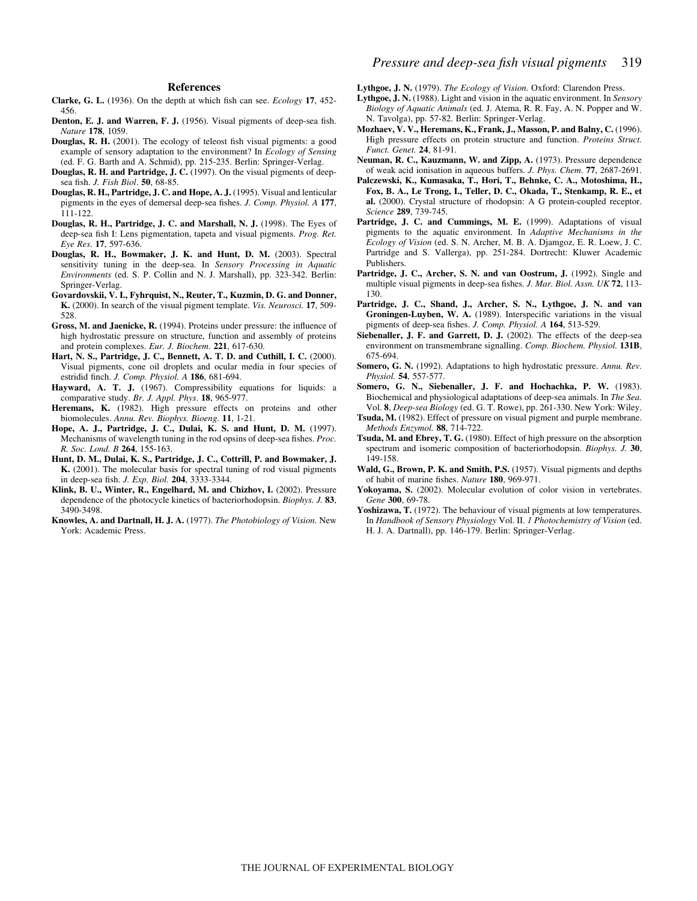## References

**Clarke, G. L.** (1936). On the depth at which fish can see. *Ecology* **17**, 452-456.

**Denton, E. J. and Warren, F. J.** (1956). Visual pigments of deep-sea fish. *Nature* **178**, 1059.

**Douglas, R. H.** (2001). The ecology of teleost fish visual pigments: a good example of sensory adaptation to the environment? In *Ecology of Sensing* (ed. F. G. Barth and A. Schmid), pp. 215-235. Berlin: Springer-Verlag.

**Douglas, R. H. and Partridge, J. C.** (1997). On the visual pigments of deep-sea fish. *J. Fish Biol*. **50**, 68-85.

**Douglas, R. H., Partridge, J. C. and Hope, A. J.** (1995). Visual and lenticular pigments in the eyes of demersal deep-sea fishes. *J. Comp. Physiol. A* **177**, 111-122.

**Douglas, R. H., Partridge, J. C. and Marshall, N. J.** (1998). The Eyes of deep-sea fish I: Lens pigmentation, tapeta and visual pigments. *Prog. Ret. Eye Res*. **17**, 597-636.

**Douglas, R. H., Bowmaker, J. K. and Hunt, D. M.** (2003). Spectral sensitivity tuning in the deep-sea. In *Sensory Processing in Aquatic Environments* (ed. S. P. Collin and N. J. Marshall), pp. 323-342. Berlin: Springer-Verlag.

**Govardovskii, V. I., Fyhrquist, N., Reuter, T., Kuzmin, D. G. and Donner, K.** (2000). In search of the visual pigment template. *Vis. Neurosci.* **17**, 509-528.

**Gross, M. and Jaenicke, R.** (1994). Proteins under pressure: the influence of high hydrostatic pressure on structure, function and assembly of proteins and protein complexes. *Eur. J. Biochem*. **221**, 617-630.

**Hart, N. S., Partridge, J. C., Bennett, A. T. D. and Cuthill, I. C.** (2000). Visual pigments, cone oil droplets and ocular media in four species of estridid finch. *J. Comp. Physiol. A* **186**, 681-694.

**Hayward, A. T. J.** (1967). Compressibility equations for liquids: a comparative study. *Br. J. Appl. Phys*. **18**, 965-977.

**Heremans, K.** (1982). High pressure effects on proteins and other biomolecules. *Annu. Rev. Biophys. Bioeng.* **11**, 1-21.

**Hope, A. J., Partridge, J. C., Dulai, K. S. and Hunt, D. M.** (1997). Mechanisms of wavelength tuning in the rod opsins of deep-sea fishes. *Proc. R. Soc. Lond. B* **264**, 155-163.

**Hunt, D. M., Dulai, K. S., Partridge, J. C., Cottrill, P. and Bowmaker, J. K.** (2001). The molecular basis for spectral tuning of rod visual pigments in deep-sea fish. *J. Exp. Biol.* **204**, 3333-3344.

**Klink, B. U., Winter, R., Engelhard, M. and Chizhov, I.** (2002). Pressure dependence of the photocycle kinetics of bacteriorhodopsin. *Biophys. J.* **83**, 3490-3498.

**Knowles, A. and Dartnall, H. J. A.** (1977). *The Photobiology of Vision*. New York: Academic Press.

**Lythgoe, J. N.** (1979). *The Ecology of Vision*. Oxford: Clarendon Press.

**Lythgoe, J. N.** (1988). Light and vision in the aquatic environment. In *Sensory Biology of Aquatic Animals* (ed. J. Atema, R. R. Fay, A. N. Popper and W. N. Tavolga), pp. 57-82. Berlin: Springer-Verlag.

**Mozhaev, V. V., Heremans, K., Frank, J., Masson, P. and Balny, C.** (1996). High pressure effects on protein structure and function. *Proteins Struct. Funct. Genet.* **24**, 81-91.

**Neuman, R. C., Kauzmann, W. and Zipp, A.** (1973). Pressure dependence of weak acid ionisation in aqueous buffers. *J. Phys. Chem*. **77**, 2687-2691.

**Palczewski, K., Kumasaka, T., Hori, T., Behnke, C. A., Motoshima, H., Fox, B. A., Le Trong, I., Teller, D. C., Okada, T., Stenkamp, R. E., et al.** (2000). Crystal structure of rhodopsin: A G protein-coupled receptor. *Science* **289**, 739-745.

**Partridge, J. C. and Cummings, M. E.** (1999). Adaptations of visual pigments to the aquatic environment. In *Adaptive Mechanisms in the Ecology of Vision* (ed. S. N. Archer, M. B. A. Djamgoz, E. R. Loew, J. C. Partridge and S. Vallerga), pp. 251-284. Dortrecht: Kluwer Academic Publishers.

**Partridge, J. C., Archer, S. N. and van Oostrum, J.** (1992). Single and multiple visual pigments in deep-sea fishes. *J. Mar. Biol. Assn. UK* **72**, 113-130.

**Partridge, J. C., Shand, J., Archer, S. N., Lythgoe, J. N. and van Groningen-Luyben, W. A.** (1989). Interspecific variations in the visual pigments of deep-sea fishes. *J. Comp. Physiol. A* **164**, 513-529.

**Siebenaller, J. F. and Garrett, D. J.** (2002). The effects of the deep-sea environment on transmembrane signalling. *Comp. Biochem. Physiol.* **131B**, 675-694.

**Somero, G. N.** (1992). Adaptations to high hydrostatic pressure. *Annu. Rev. Physiol.* **54**, 557-577.

**Somero, G. N., Siebenaller, J. F. and Hochachka, P. W.** (1983). Biochemical and physiological adaptations of deep-sea animals. In *The Sea.* Vol. **8**, *Deep-sea Biology* (ed. G. T. Rowe), pp. 261-330. New York: Wiley.

**Tsuda, M.** (1982). Effect of pressure on visual pigment and purple membrane. *Methods Enzymol.* **88**, 714-722.

**Tsuda, M. and Ebrey, T. G.** (1980). Effect of high pressure on the absorption spectrum and isomeric composition of bacteriorhodopsin. *Biophys. J.* **30**, 149-158.

**Wald, G., Brown, P. K. and Smith, P.S.** (1957). Visual pigments and depths of habit of marine fishes. *Nature* **180**, 969-971.

**Yokoyama, S.** (2002). Molecular evolution of color vision in vertebrates. *Gene* **300**, 69-78.

**Yoshizawa, T.** (1972). The behaviour of visual pigments at low temperatures. In *Handbook of Sensory Physiology* Vol. II. *1 Photochemistry of Vision* (ed. H. J. A. Dartnall), pp. 146-179. Berlin: Springer-Verlag.